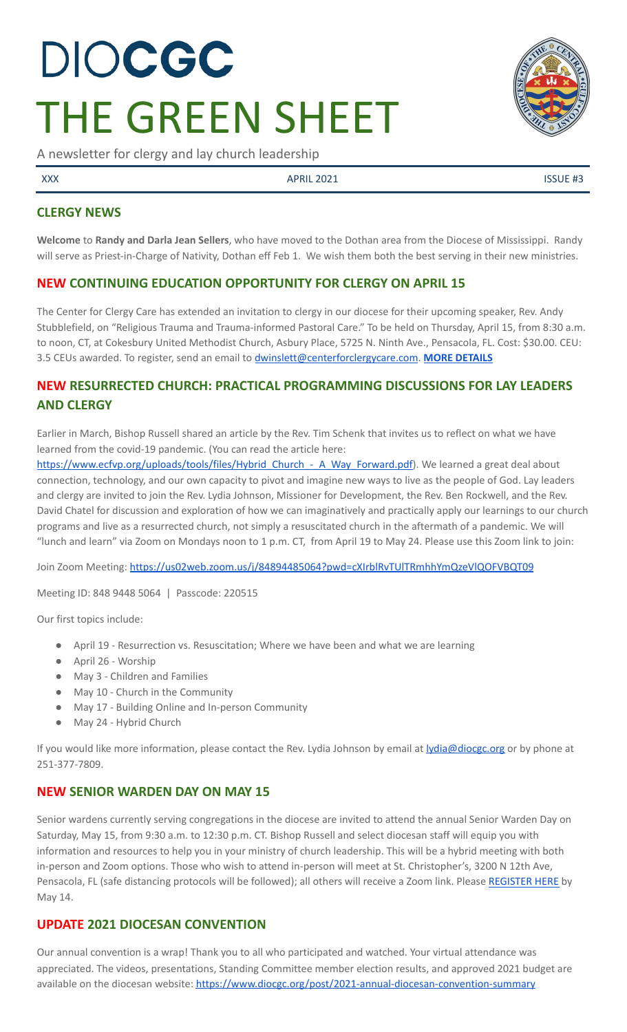# DIOCGC
# THE GREEN SHEET

A newsletter for clergy and lay church leadership

XXX | APRIL 2021 | ISSUE #3

## CLERGY NEWS

**Welcome** to **Randy and Darla Jean Sellers**, who have moved to the Dothan area from the Diocese of Mississippi. Randy will serve as Priest-in-Charge of Nativity, Dothan eff Feb 1. We wish them both the best serving in their new ministries.

## NEW CONTINUING EDUCATION OPPORTUNITY FOR CLERGY ON APRIL 15

The Center for Clergy Care has extended an invitation to clergy in our diocese for their upcoming speaker, Rev. Andy Stubblefield, on "Religious Trauma and Trauma-informed Pastoral Care." To be held on Thursday, April 15, from 8:30 a.m. to noon, CT, at Cokesbury United Methodist Church, Asbury Place, 5725 N. Ninth Ave., Pensacola, FL. Cost: $30.00. CEU: 3.5 CEUs awarded. To register, send an email to dwinslett@centerforclergycare.com. **MORE DETAILS**

## NEW RESURRECTED CHURCH: PRACTICAL PROGRAMMING DISCUSSIONS FOR LAY LEADERS AND CLERGY

Earlier in March, Bishop Russell shared an article by the Rev. Tim Schenk that invites us to reflect on what we have learned from the covid-19 pandemic. (You can read the article here: https://www.ecfvp.org/uploads/tools/files/Hybrid_Church_-_A_Way_Forward.pdf). We learned a great deal about connection, technology, and our own capacity to pivot and imagine new ways to live as the people of God. Lay leaders and clergy are invited to join the Rev. Lydia Johnson, Missioner for Development, the Rev. Ben Rockwell, and the Rev. David Chatel for discussion and exploration of how we can imaginatively and practically apply our learnings to our church programs and live as a resurrected church, not simply a resuscitated church in the aftermath of a pandemic. We will "lunch and learn" via Zoom on Mondays noon to 1 p.m. CT, from April 19 to May 24. Please use this Zoom link to join:

Join Zoom Meeting: https://us02web.zoom.us/j/84894485064?pwd=cXIrblRvTUlTRmhhYmQzeVlQOFVBQT09

Meeting ID: 848 9448 5064 | Passcode: 220515

Our first topics include:

- April 19 - Resurrection vs. Resuscitation; Where we have been and what we are learning
- April 26 - Worship
- May 3 - Children and Families
- May 10 - Church in the Community
- May 17 - Building Online and In-person Community
- May 24 - Hybrid Church

If you would like more information, please contact the Rev. Lydia Johnson by email at lydia@diocgc.org or by phone at 251-377-7809.

## NEW SENIOR WARDEN DAY ON MAY 15

Senior wardens currently serving congregations in the diocese are invited to attend the annual Senior Warden Day on Saturday, May 15, from 9:30 a.m. to 12:30 p.m. CT. Bishop Russell and select diocesan staff will equip you with information and resources to help you in your ministry of church leadership. This will be a hybrid meeting with both in-person and Zoom options. Those who wish to attend in-person will meet at St. Christopher's, 3200 N 12th Ave, Pensacola, FL (safe distancing protocols will be followed); all others will receive a Zoom link. Please REGISTER HERE by May 14.

## UPDATE 2021 DIOCESAN CONVENTION

Our annual convention is a wrap! Thank you to all who participated and watched. Your virtual attendance was appreciated. The videos, presentations, Standing Committee member election results, and approved 2021 budget are available on the diocesan website: https://www.diocgc.org/post/2021-annual-diocesan-convention-summary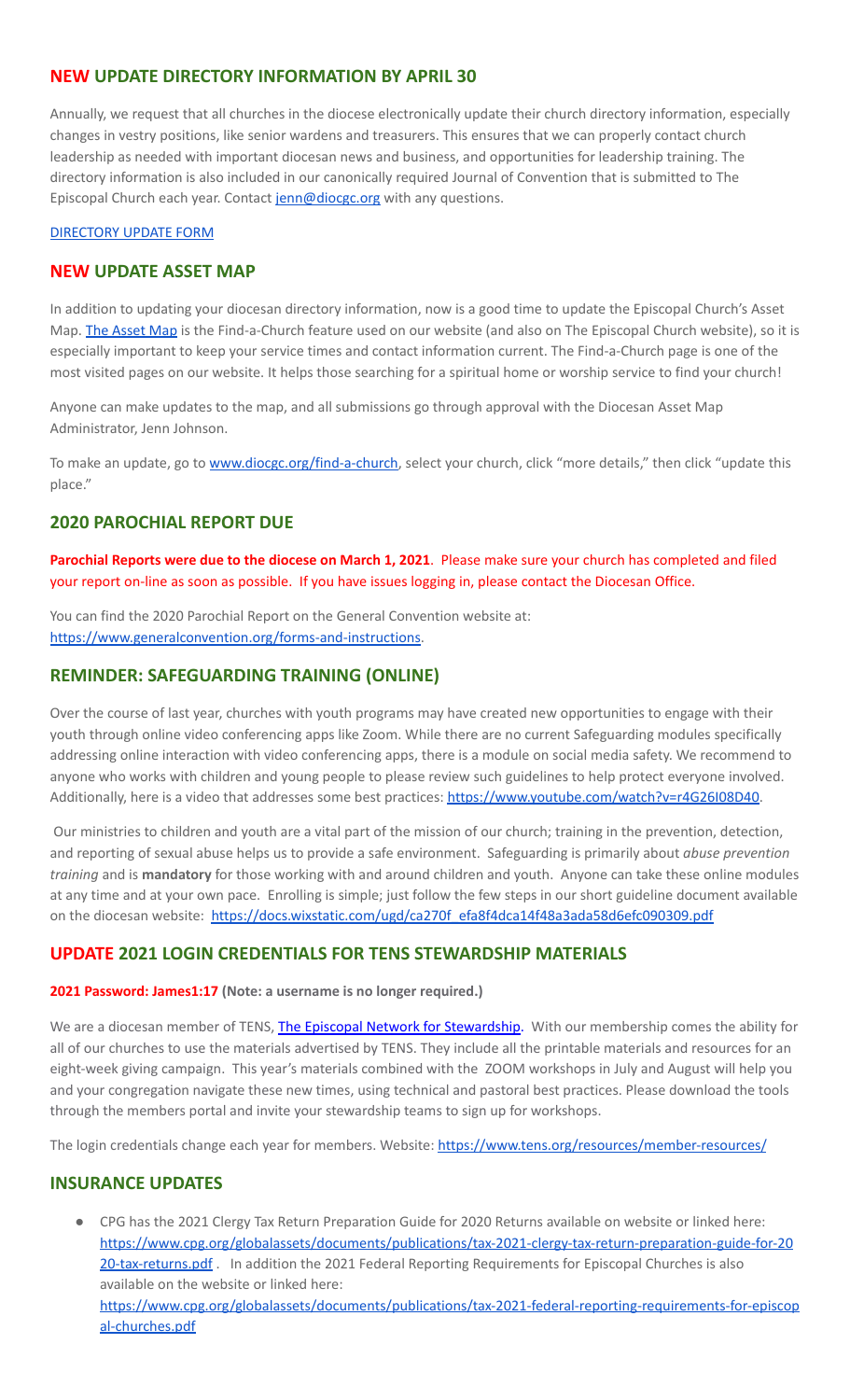## NEW UPDATE DIRECTORY INFORMATION BY APRIL 30

Annually, we request that all churches in the diocese electronically update their church directory information, especially changes in vestry positions, like senior wardens and treasurers. This ensures that we can properly contact church leadership as needed with important diocesan news and business, and opportunities for leadership training. The directory information is also included in our canonically required Journal of Convention that is submitted to The Episcopal Church each year. Contact jenn@diocgc.org with any questions.

DIRECTORY UPDATE FORM

## NEW UPDATE ASSET MAP

In addition to updating your diocesan directory information, now is a good time to update the Episcopal Church's Asset Map. The Asset Map is the Find-a-Church feature used on our website (and also on The Episcopal Church website), so it is especially important to keep your service times and contact information current. The Find-a-Church page is one of the most visited pages on our website. It helps those searching for a spiritual home or worship service to find your church!

Anyone can make updates to the map, and all submissions go through approval with the Diocesan Asset Map Administrator, Jenn Johnson.

To make an update, go to www.diocgc.org/find-a-church, select your church, click "more details," then click "update this place."

## 2020 PAROCHIAL REPORT DUE

**Parochial Reports were due to the diocese on March 1, 2021**. Please make sure your church has completed and filed your report on-line as soon as possible. If you have issues logging in, please contact the Diocesan Office.

You can find the 2020 Parochial Report on the General Convention website at: https://www.generalconvention.org/forms-and-instructions.

## REMINDER: SAFEGUARDING TRAINING (ONLINE)

Over the course of last year, churches with youth programs may have created new opportunities to engage with their youth through online video conferencing apps like Zoom. While there are no current Safeguarding modules specifically addressing online interaction with video conferencing apps, there is a module on social media safety. We recommend to anyone who works with children and young people to please review such guidelines to help protect everyone involved. Additionally, here is a video that addresses some best practices: https://www.youtube.com/watch?v=r4G26I08D40.

Our ministries to children and youth are a vital part of the mission of our church; training in the prevention, detection, and reporting of sexual abuse helps us to provide a safe environment. Safeguarding is primarily about *abuse prevention training* and is **mandatory** for those working with and around children and youth. Anyone can take these online modules at any time and at your own pace. Enrolling is simple; just follow the few steps in our short guideline document available on the diocesan website: https://docs.wixstatic.com/ugd/ca270f_efa8f4dca14f48a3ada58d6efc090309.pdf

## UPDATE 2021 LOGIN CREDENTIALS FOR TENS STEWARDSHIP MATERIALS

**2021 Password: James1:17 (Note: a username is no longer required.)**

We are a diocesan member of TENS, The Episcopal Network for Stewardship. With our membership comes the ability for all of our churches to use the materials advertised by TENS. They include all the printable materials and resources for an eight-week giving campaign. This year's materials combined with the ZOOM workshops in July and August will help you and your congregation navigate these new times, using technical and pastoral best practices. Please download the tools through the members portal and invite your stewardship teams to sign up for workshops.

The login credentials change each year for members. Website: https://www.tens.org/resources/member-resources/

## INSURANCE UPDATES

- CPG has the 2021 Clergy Tax Return Preparation Guide for 2020 Returns available on website or linked here: https://www.cpg.org/globalassets/documents/publications/tax-2021-clergy-tax-return-preparation-guide-for-2020-tax-returns.pdf . In addition the 2021 Federal Reporting Requirements for Episcopal Churches is also available on the website or linked here: https://www.cpg.org/globalassets/documents/publications/tax-2021-federal-reporting-requirements-for-episcopal-churches.pdf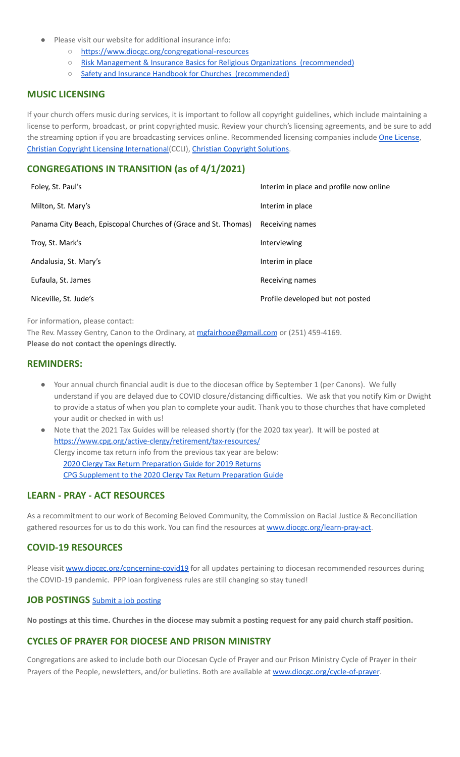- Please visit our website for additional insurance info:
    - https://www.diocgc.org/congregational-resources
    - Risk Management & Insurance Basics for Religious Organizations (recommended)
    - Safety and Insurance Handbook for Churches (recommended)

## MUSIC LICENSING

If your church offers music during services, it is important to follow all copyright guidelines, which include maintaining a license to perform, broadcast, or print copyrighted music. Review your church's licensing agreements, and be sure to add the streaming option if you are broadcasting services online. Recommended licensing companies include One License, Christian Copyright Licensing International(CCLI), Christian Copyright Solutions.

## CONGREGATIONS IN TRANSITION (as of 4/1/2021)

| | |
|---|---|
| Foley, St. Paul's | Interim in place and profile now online |
| Milton, St. Mary's | Interim in place |
| Panama City Beach, Episcopal Churches of (Grace and St. Thomas) | Receiving names |
| Troy, St. Mark's | Interviewing |
| Andalusia, St. Mary's | Interim in place |
| Eufaula, St. James | Receiving names |
| Niceville, St. Jude's | Profile developed but not posted |

For information, please contact:
The Rev. Massey Gentry, Canon to the Ordinary, at mgfairhope@gmail.com or (251) 459-4169.
**Please do not contact the openings directly.**

## REMINDERS:

- Your annual church financial audit is due to the diocesan office by September 1 (per Canons). We fully understand if you are delayed due to COVID closure/distancing difficulties. We ask that you notify Kim or Dwight to provide a status of when you plan to complete your audit. Thank you to those churches that have completed your audit or checked in with us!
- Note that the 2021 Tax Guides will be released shortly (for the 2020 tax year). It will be posted at https://www.cpg.org/active-clergy/retirement/tax-resources/
  Clergy income tax return info from the previous tax year are below:
  2020 Clergy Tax Return Preparation Guide for 2019 Returns
  CPG Supplement to the 2020 Clergy Tax Return Preparation Guide

## LEARN - PRAY - ACT RESOURCES

As a recommitment to our work of Becoming Beloved Community, the Commission on Racial Justice & Reconciliation gathered resources for us to do this work. You can find the resources at www.diocgc.org/learn-pray-act.

## COVID-19 RESOURCES

Please visit www.diocgc.org/concerning-covid19 for all updates pertaining to diocesan recommended resources during the COVID-19 pandemic. PPP loan forgiveness rules are still changing so stay tuned!

## JOB POSTINGS Submit a job posting

**No postings at this time. Churches in the diocese may submit a posting request for any paid church staff position.**

## CYCLES OF PRAYER FOR DIOCESE AND PRISON MINISTRY

Congregations are asked to include both our Diocesan Cycle of Prayer and our Prison Ministry Cycle of Prayer in their Prayers of the People, newsletters, and/or bulletins. Both are available at www.diocgc.org/cycle-of-prayer.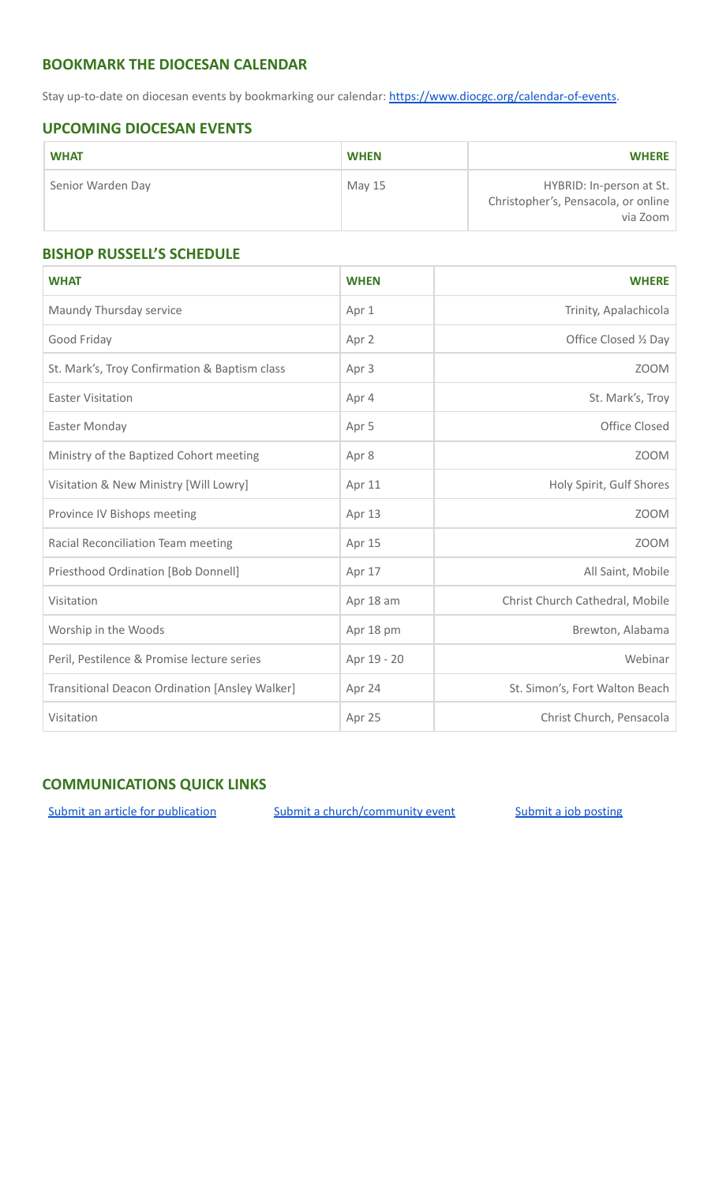## BOOKMARK THE DIOCESAN CALENDAR

Stay up-to-date on diocesan events by bookmarking our calendar: [https://www.diocgc.org/calendar-of-events](https://www.diocgc.org/calendar-of-events).

## UPCOMING DIOCESAN EVENTS

| WHAT | WHEN | WHERE |
|---|---|---|
| Senior Warden Day | May 15 | HYBRID: In-person at St. Christopher's, Pensacola, or online via Zoom |

## BISHOP RUSSELL'S SCHEDULE

| WHAT | WHEN | WHERE |
|---|---|---|
| Maundy Thursday service | Apr 1 | Trinity, Apalachicola |
| Good Friday | Apr 2 | Office Closed ½ Day |
| St. Mark's, Troy Confirmation & Baptism class | Apr 3 | ZOOM |
| Easter Visitation | Apr 4 | St. Mark's, Troy |
| Easter Monday | Apr 5 | Office Closed |
| Ministry of the Baptized Cohort meeting | Apr 8 | ZOOM |
| Visitation & New Ministry [Will Lowry] | Apr 11 | Holy Spirit, Gulf Shores |
| Province IV Bishops meeting | Apr 13 | ZOOM |
| Racial Reconciliation Team meeting | Apr 15 | ZOOM |
| Priesthood Ordination [Bob Donnell] | Apr 17 | All Saint, Mobile |
| Visitation | Apr 18 am | Christ Church Cathedral, Mobile |
| Worship in the Woods | Apr 18 pm | Brewton, Alabama |
| Peril, Pestilence & Promise lecture series | Apr 19 - 20 | Webinar |
| Transitional Deacon Ordination [Ansley Walker] | Apr 24 | St. Simon's, Fort Walton Beach |
| Visitation | Apr 25 | Christ Church, Pensacola |

## COMMUNICATIONS QUICK LINKS

[Submit an article for publication] [Submit a church/community event] [Submit a job posting]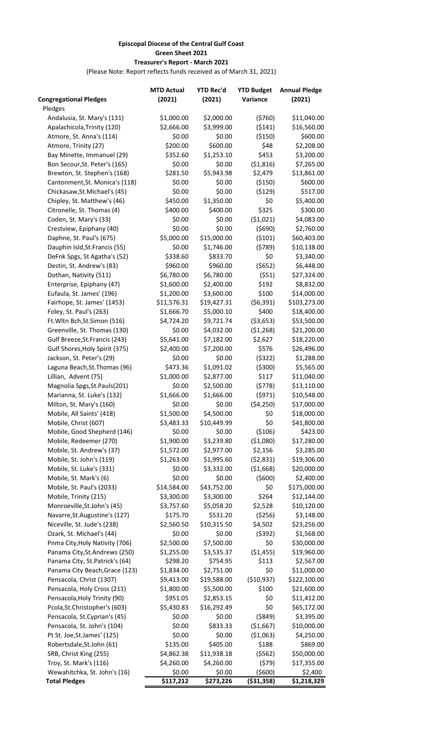**Episcopal Diocese of the Central Gulf Coast**

**Green Sheet 2021**

**Treasurer's Report - March 2021**

(Please Note: Report reflects funds received as of March 31, 2021)

| Congregational Pledges | MTD Actual (2021) | YTD Rec'd (2021) | YTD Budget Variance | Annual Pledge (2021) |
|---|---|---|---|---|
| Pledges | | | | |
| Andalusia, St. Mary's (131) | $1,000.00 | $2,000.00 | ($760) | $11,040.00 |
| Apalachicola,Trinity (120) | $2,666.00 | $3,999.00 | ($141) | $16,560.00 |
| Atmore, St. Anna's (114) | $0.00 | $0.00 | ($150) | $600.00 |
| Atmore, Trinity (27) | $200.00 | $600.00 | $48 | $2,208.00 |
| Bay Minette, Immanuel (29) | $352.60 | $1,253.10 | $453 | $3,200.00 |
| Bon Secour,St. Peter's (165) | $0.00 | $0.00 | ($1,816) | $7,265.00 |
| Brewton, St. Stephen's (168) | $281.50 | $5,943.98 | $2,479 | $13,861.00 |
| Cantonment,St. Monica's (118) | $0.00 | $0.00 | ($150) | $600.00 |
| Chickasaw,St.Michael's (45) | $0.00 | $0.00 | ($129) | $517.00 |
| Chipley, St. Matthew's (46) | $450.00 | $1,350.00 | $0 | $5,400.00 |
| Citronelle, St. Thomas (4) | $400.00 | $400.00 | $325 | $300.00 |
| Coden, St. Mary's (33) | $0.00 | $0.00 | ($1,021) | $4,083.00 |
| Crestview, Epiphany (40) | $0.00 | $0.00 | ($690) | $2,760.00 |
| Daphne, St. Paul's (675) | $5,000.00 | $15,000.00 | ($101) | $60,403.00 |
| Dauphin Isld,St.Francis (55) | $0.00 | $1,746.00 | ($789) | $10,138.00 |
| DeFnk Spgs, St Agatha's (52) | $338.60 | $833.70 | $0 | $3,340.00 |
| Destin, St. Andrew's (83) | $960.00 | $960.00 | ($652) | $6,448.00 |
| Dothan, Nativity (511) | $6,780.00 | $6,780.00 | ($51) | $27,324.00 |
| Enterprise, Epiphany (47) | $1,600.00 | $2,400.00 | $192 | $8,832.00 |
| Eufaula, St. James' (196) | $1,200.00 | $3,600.00 | $100 | $14,000.00 |
| Fairhope, St. James' (1453) | $11,576.31 | $19,427.31 | ($6,391) | $103,273.00 |
| Foley, St. Paul's (263) | $1,666.70 | $5,000.10 | $400 | $18,400.00 |
| Ft.Wltn Bch,St.Simon (516) | $4,724.20 | $9,721.74 | ($3,653) | $53,500.00 |
| Greenville, St. Thomas (130) | $0.00 | $4,032.00 | ($1,268) | $21,200.00 |
| Gulf Breeze,St.Francis (243) | $5,641.00 | $7,182.00 | $2,627 | $18,220.00 |
| Gulf Shores,Holy Spirit (375) | $2,400.00 | $7,200.00 | $576 | $26,496.00 |
| Jackson, St. Peter's (29) | $0.00 | $0.00 | ($322) | $1,288.00 |
| Laguna Beach,St.Thomas (96) | $473.36 | $1,091.02 | ($300) | $5,565.00 |
| Lillian, Advent (75) | $1,000.00 | $2,877.00 | $117 | $11,040.00 |
| Magnolia Spgs,St.Pauls(201) | $0.00 | $2,500.00 | ($778) | $13,110.00 |
| Marianna, St. Luke's (132) | $1,666.00 | $1,666.00 | ($971) | $10,548.00 |
| Milton, St. Mary's (160) | $0.00 | $0.00 | ($4,250) | $17,000.00 |
| Mobile, All Saints' (418) | $1,500.00 | $4,500.00 | $0 | $18,000.00 |
| Mobile, Christ (607) | $3,483.33 | $10,449.99 | $0 | $41,800.00 |
| Mobile, Good Shepherd (146) | $0.00 | $0.00 | ($106) | $423.00 |
| Mobile, Redeemer (270) | $1,900.00 | $3,239.80 | ($1,080) | $17,280.00 |
| Mobile, St. Andrew's (37) | $1,572.00 | $2,977.00 | $2,156 | $3,285.00 |
| Mobile, St. John's (119) | $1,263.00 | $1,995.60 | ($2,831) | $19,306.00 |
| Mobile, St. Luke's (331) | $0.00 | $3,332.00 | ($1,668) | $20,000.00 |
| Mobile, St. Mark's (6) | $0.00 | $0.00 | ($600) | $2,400.00 |
| Mobile, St. Paul's (2033) | $14,584.00 | $43,752.00 | $0 | $175,000.00 |
| Mobile, Trinity (215) | $3,300.00 | $3,300.00 | $264 | $12,144.00 |
| Monroeville,St.John's (45) | $3,757.60 | $5,058.20 | $2,528 | $10,120.00 |
| Navarre,St.Augustine's (127) | $175.70 | $531.20 | ($256) | $3,148.00 |
| Niceville, St. Jude's (238) | $2,560.50 | $10,315.50 | $4,502 | $23,256.00 |
| Ozark, St. Michael's (44) | $0.00 | $0.00 | ($392) | $1,568.00 |
| Pnma City,Holy Nativity (706) | $2,500.00 | $7,500.00 | $0 | $30,000.00 |
| Panama City,St.Andrews (250) | $1,255.00 | $3,535.37 | ($1,455) | $19,960.00 |
| Panama City, St.Patrick's (64) | $298.20 | $754.95 | $113 | $2,567.00 |
| Panama City Beach,Grace (123) | $1,834.00 | $2,751.00 | $0 | $11,000.00 |
| Pensacola, Christ (1307) | $9,413.00 | $19,588.00 | ($10,937) | $122,100.00 |
| Pensacola, Holy Cross (211) | $1,800.00 | $5,500.00 | $100 | $21,600.00 |
| Pensacola,Holy Trinity (90) | $951.05 | $2,853.15 | $0 | $11,412.00 |
| Pcola,St.Christopher's (603) | $5,430.83 | $16,292.49 | $0 | $65,172.00 |
| Pensacola, St.Cyprian's (45) | $0.00 | $0.00 | ($849) | $3,395.00 |
| Pensacola, St. John's (104) | $0.00 | $833.33 | ($1,667) | $10,000.00 |
| Pt St. Joe,St.James' (125) | $0.00 | $0.00 | ($1,063) | $4,250.00 |
| Robertsdale,St.John (61) | $135.00 | $405.00 | $188 | $869.00 |
| SRB, Christ King (255) | $4,862.38 | $11,938.18 | ($562) | $50,000.00 |
| Troy, St. Mark's (116) | $4,260.00 | $4,260.00 | ($79) | $17,355.00 |
| Wewahitchka, St. John's (16) | $0.00 | $0.00 | ($600) | $2,400 |
| **Total Pledges** | **$117,212** | **$273,226** | **($31,358)** | **$1,218,329** |